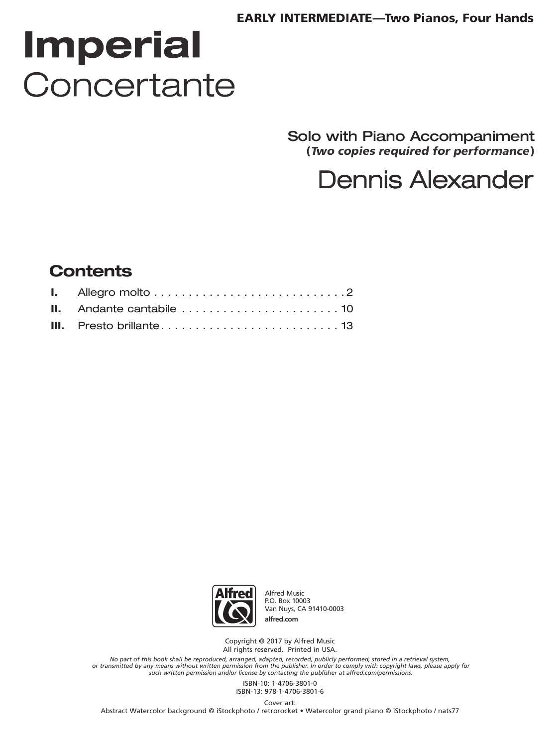**EARLY INTERMEDIATE—Two Pianos, Four Hands**

# Imperial
# Concertante

Solo with Piano Accompaniment
(*Two copies required for performance*)

## Dennis Alexander

## Contents

| | | |
|---|---|---|
| **I.** | Allegro molto | 2 |
| **II.** | Andante cantabile | 10 |
| **III.** | Presto brillante | 13 |

Alfred Music
P.O. Box 10003
Van Nuys, CA 91410-0003
**alfred.com**

Copyright © 2017 by Alfred Music
All rights reserved. Printed in USA.

*No part of this book shall be reproduced, arranged, adapted, recorded, publicly performed, stored in a retrieval system, or transmitted by any means without written permission from the publisher. In order to comply with copyright laws, please apply for such written permission and/or license by contacting the publisher at alfred.com/permissions.*

ISBN-10: 1-4706-3801-0
ISBN-13: 978-1-4706-3801-6

Cover art:
Abstract Watercolor background © iStockphoto / retrorocket • Watercolor grand piano © iStockphoto / nats77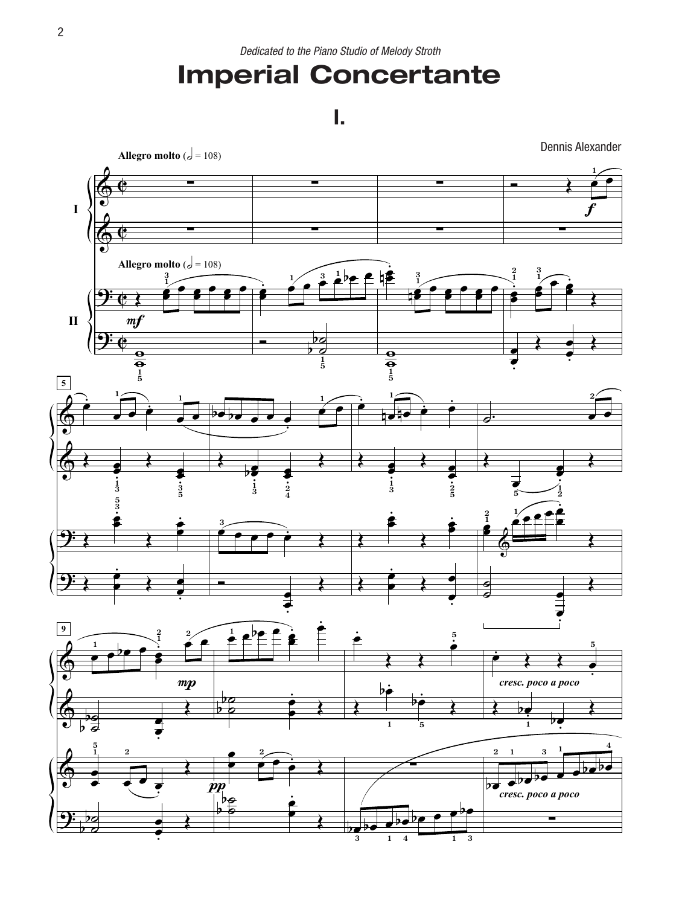*Dedicated to the Piano Studio of Melody Stroth*

# Imperial Concertante

## I.

Dennis Alexander

Allegro molto (𝅗𝅥 = 108)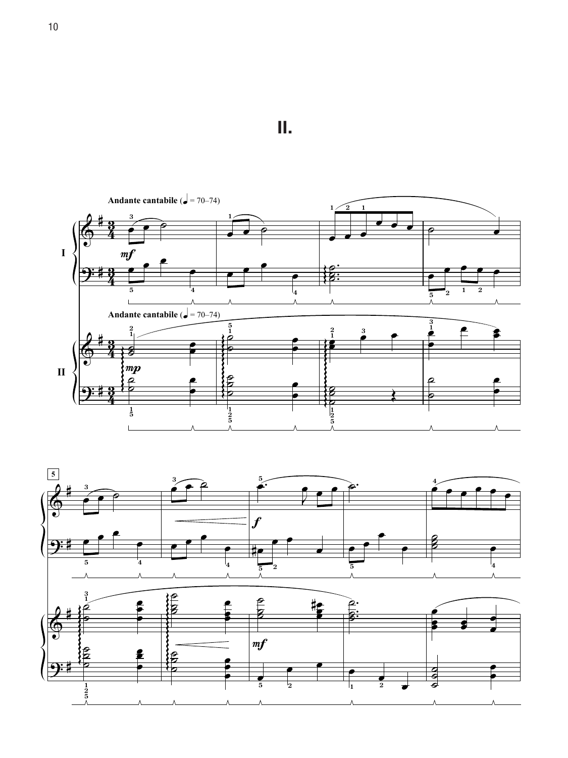# II.

Andante cantabile (♩ = 70–74)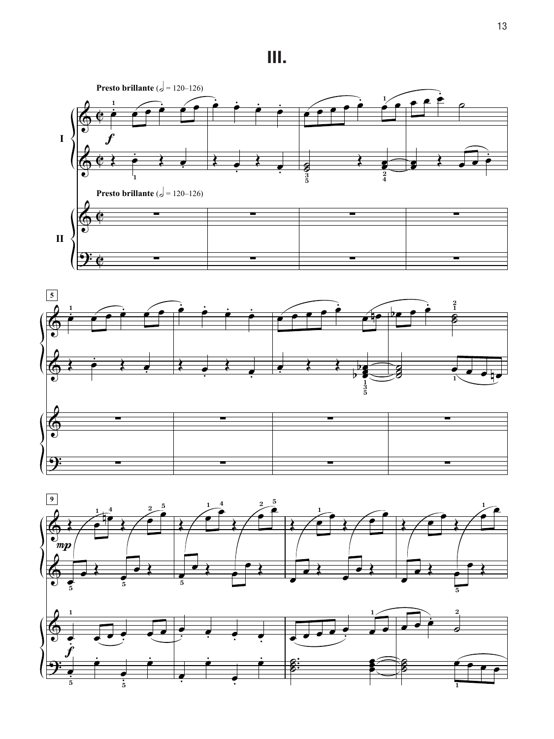# III.

**Presto brillante** (𝅗𝅥 = 120–126)